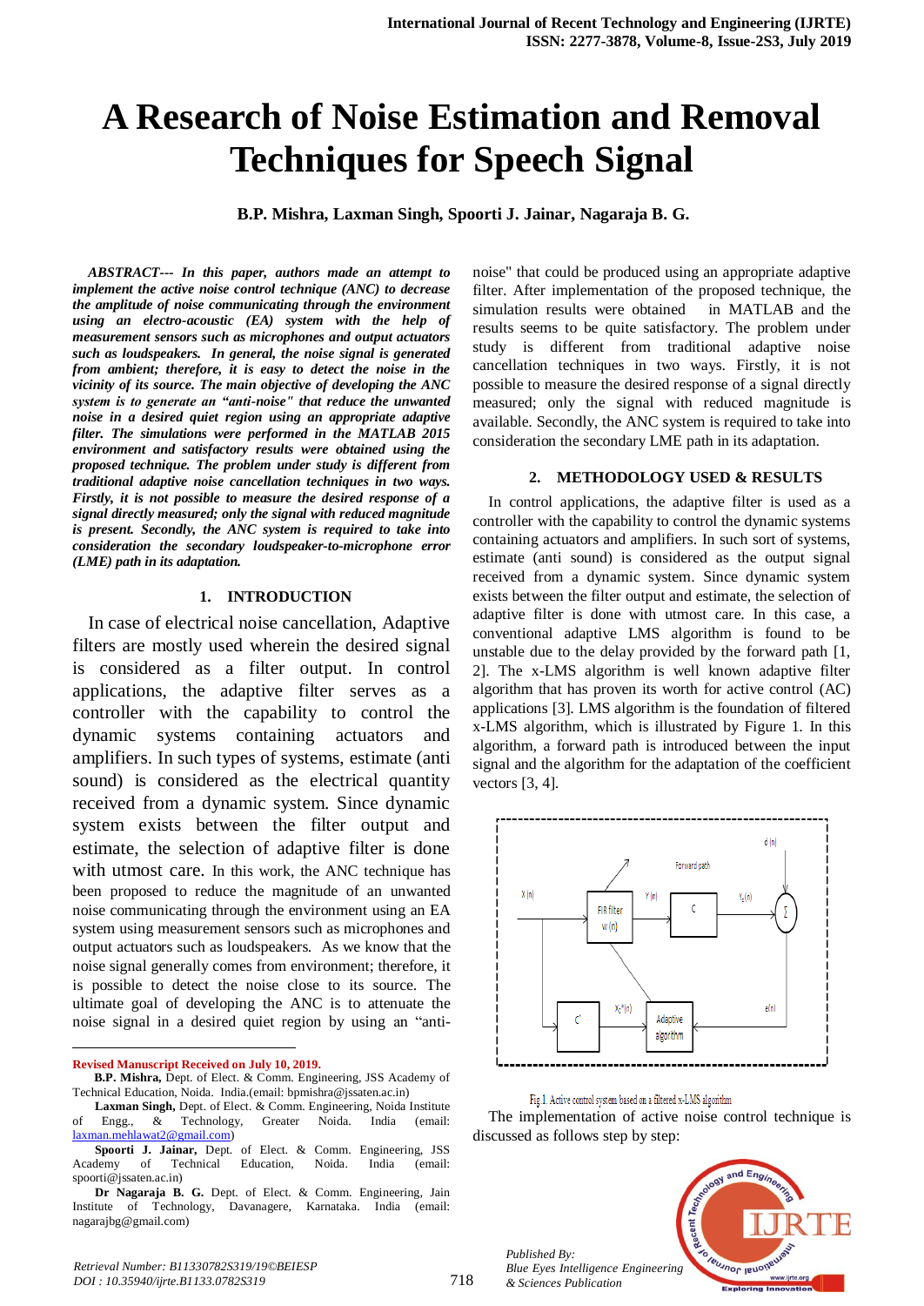// A Research of Noise Estimation and Removal Techniques for Speech Signal

**B.P. Mishra, Laxman Singh, Spoorti J. Jainar, Nagaraja B. G.**

***ABSTRACT--- In this paper, authors made an attempt to implement the active noise control technique (ANC) to decrease the amplitude of noise communicating through the environment using an electro-acoustic (EA) system with the help of measurement sensors such as microphones and output actuators such as loudspeakers. In general, the noise signal is generated from ambient; therefore, it is easy to detect the noise in the vicinity of its source. The main objective of developing the ANC system is to generate an "anti-noise" that reduce the unwanted noise in a desired quiet region using an appropriate adaptive filter. The simulations were performed in the MATLAB 2015 environment and satisfactory results were obtained using the proposed technique. The problem under study is different from traditional adaptive noise cancellation techniques in two ways. Firstly, it is not possible to measure the desired response of a signal directly measured; only the signal with reduced magnitude is present. Secondly, the ANC system is required to take into consideration the secondary loudspeaker-to-microphone error (LME) path in its adaptation.***

## 1. INTRODUCTION

In case of electrical noise cancellation, Adaptive filters are mostly used wherein the desired signal is considered as a filter output. In control applications, the adaptive filter serves as a controller with the capability to control the dynamic systems containing actuators and amplifiers. In such types of systems, estimate (anti sound) is considered as the electrical quantity received from a dynamic system. Since dynamic system exists between the filter output and estimate, the selection of adaptive filter is done with utmost care. In this work, the ANC technique has been proposed to reduce the magnitude of an unwanted noise communicating through the environment using an EA system using measurement sensors such as microphones and output actuators such as loudspeakers. As we know that the noise signal generally comes from environment; therefore, it is possible to detect the noise close to its source. The ultimate goal of developing the ANC is to attenuate the noise signal in a desired quiet region by using an "anti-noise" that could be produced using an appropriate adaptive filter. After implementation of the proposed technique, the simulation results were obtained in MATLAB and the results seems to be quite satisfactory. The problem under study is different from traditional adaptive noise cancellation techniques in two ways. Firstly, it is not possible to measure the desired response of a signal directly measured; only the signal with reduced magnitude is available. Secondly, the ANC system is required to take into consideration the secondary LME path in its adaptation.

## 2. METHODOLOGY USED & RESULTS

In control applications, the adaptive filter is used as a controller with the capability to control the dynamic systems containing actuators and amplifiers. In such sort of systems, estimate (anti sound) is considered as the output signal received from a dynamic system. Since dynamic system exists between the filter output and estimate, the selection of adaptive filter is done with utmost care. In this case, a conventional adaptive LMS algorithm is found to be unstable due to the delay provided by the forward path [1, 2]. The x-LMS algorithm is well known adaptive filter algorithm that has proven its worth for active control (AC) applications [3]. LMS algorithm is the foundation of filtered x-LMS algorithm, which is illustrated by Figure 1. In this algorithm, a forward path is introduced between the input signal and the algorithm for the adaptation of the coefficient vectors [3, 4].

Fig.1. Active control system based on a filtered x-LMS algorithm

The implementation of active noise control technique is discussed as follows step by step:

---

**Revised Manuscript Received on July 10, 2019.**

**B.P. Mishra,** Dept. of Elect. & Comm. Engineering, JSS Academy of Technical Education, Noida. India.(email: bpmishra@jssaten.ac.in)

**Laxman Singh,** Dept. of Elect. & Comm. Engineering, Noida Institute of Engg., & Technology, Greater Noida. India (email: laxman.mehlawat2@gmail.com)

**Spoorti J. Jainar,** Dept. of Elect. & Comm. Engineering, JSS Academy of Technical Education, Noida. India (email: spoorti@jssaten.ac.in)

**Dr Nagaraja B. G.** Dept. of Elect. & Comm. Engineering, Jain Institute of Technology, Davanagere, Karnataka. India (email: nagarajbg@gmail.com)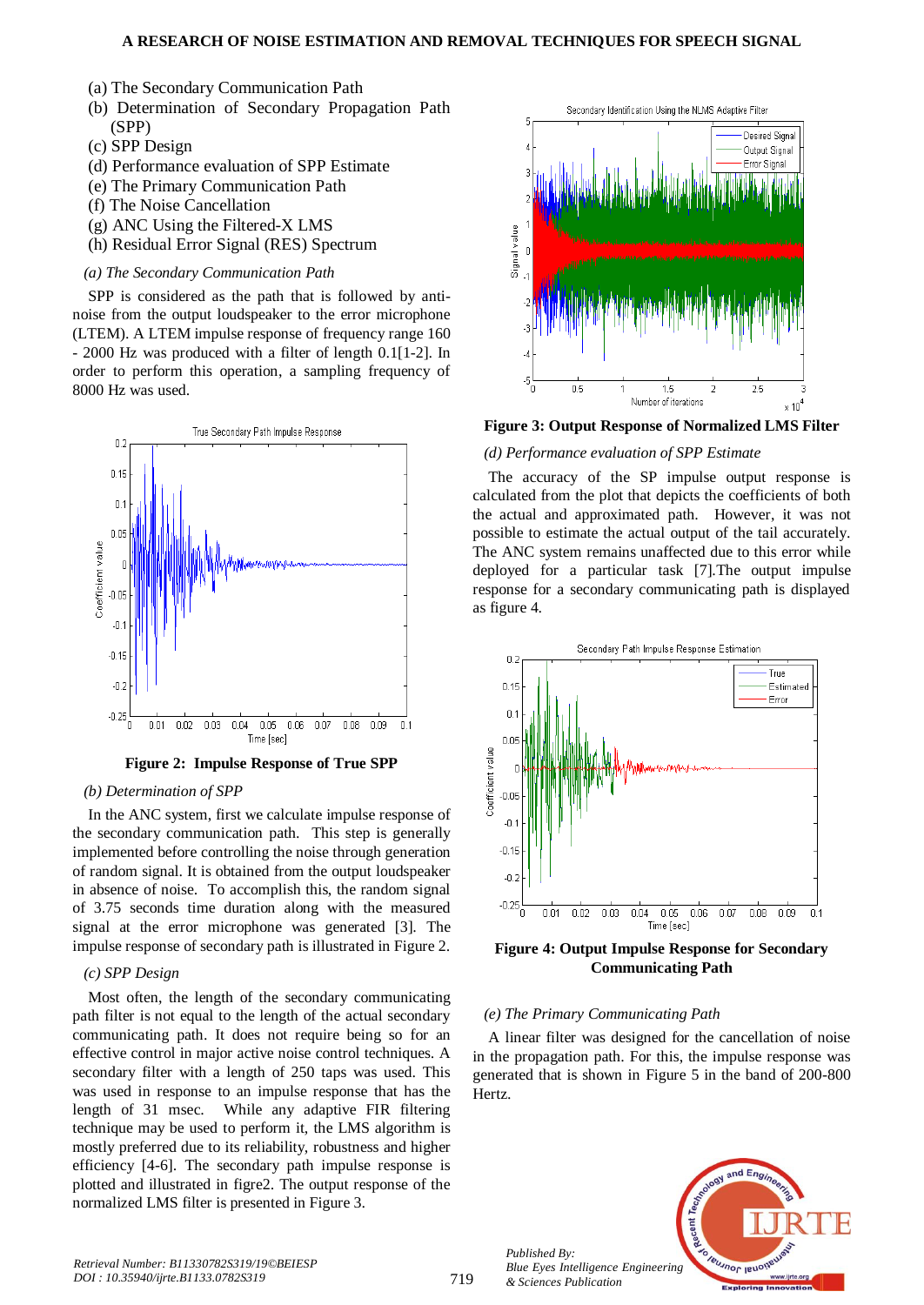- (a) The Secondary Communication Path
- (b) Determination of Secondary Propagation Path (SPP)
- (c) SPP Design
- (d) Performance evaluation of SPP Estimate
- (e) The Primary Communication Path
- (f) The Noise Cancellation
- (g) ANC Using the Filtered-X LMS
- (h) Residual Error Signal (RES) Spectrum

*(a) The Secondary Communication Path*

SPP is considered as the path that is followed by anti-noise from the output loudspeaker to the error microphone (LTEM). A LTEM impulse response of frequency range 160 - 2000 Hz was produced with a filter of length 0.1[1-2]. In order to perform this operation, a sampling frequency of 8000 Hz was used.

**Figure 2: Impulse Response of True SPP**

*(b) Determination of SPP*

In the ANC system, first we calculate impulse response of the secondary communication path. This step is generally implemented before controlling the noise through generation of random signal. It is obtained from the output loudspeaker in absence of noise. To accomplish this, the random signal of 3.75 seconds time duration along with the measured signal at the error microphone was generated [3]. The impulse response of secondary path is illustrated in Figure 2.

*(c) SPP Design*

Most often, the length of the secondary communicating path filter is not equal to the length of the actual secondary communicating path. It does not require being so for an effective control in major active noise control techniques. A secondary filter with a length of 250 taps was used. This was used in response to an impulse response that has the length of 31 msec. While any adaptive FIR filtering technique may be used to perform it, the LMS algorithm is mostly preferred due to its reliability, robustness and higher efficiency [4-6]. The secondary path impulse response is plotted and illustrated in figre2. The output response of the normalized LMS filter is presented in Figure 3.

**Figure 3: Output Response of Normalized LMS Filter**

*(d) Performance evaluation of SPP Estimate*

The accuracy of the SP impulse output response is calculated from the plot that depicts the coefficients of both the actual and approximated path. However, it was not possible to estimate the actual output of the tail accurately. The ANC system remains unaffected due to this error while deployed for a particular task [7].The output impulse response for a secondary communicating path is displayed as figure 4.

**Figure 4: Output Impulse Response for Secondary Communicating Path**

*(e) The Primary Communicating Path*

A linear filter was designed for the cancellation of noise in the propagation path. For this, the impulse response was generated that is shown in Figure 5 in the band of 200-800 Hertz.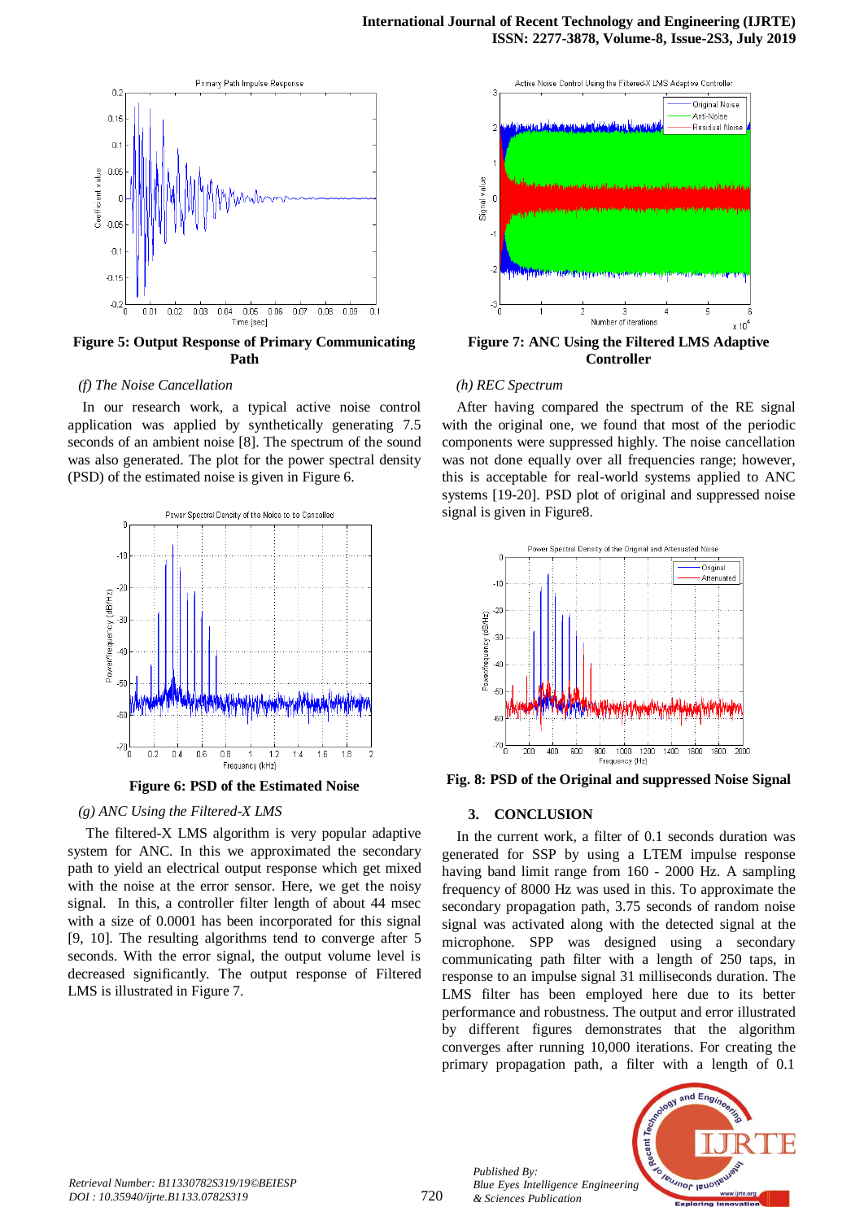Figure 5: Output Response of Primary Communicating Path

*(f) The Noise Cancellation*

In our research work, a typical active noise control application was applied by synthetically generating 7.5 seconds of an ambient noise [8]. The spectrum of the sound was also generated. The plot for the power spectral density (PSD) of the estimated noise is given in Figure 6.

Figure 6: PSD of the Estimated Noise

*(g) ANC Using the Filtered-X LMS*

The filtered-X LMS algorithm is very popular adaptive system for ANC. In this we approximated the secondary path to yield an electrical output response which get mixed with the noise at the error sensor. Here, we get the noisy signal. In this, a controller filter length of about 44 msec with a size of 0.0001 has been incorporated for this signal [9, 10]. The resulting algorithms tend to converge after 5 seconds. With the error signal, the output volume level is decreased significantly. The output response of Filtered LMS is illustrated in Figure 7.

Figure 7: ANC Using the Filtered LMS Adaptive Controller

*(h) REC Spectrum*

After having compared the spectrum of the RE signal with the original one, we found that most of the periodic components were suppressed highly. The noise cancellation was not done equally over all frequencies range; however, this is acceptable for real-world systems applied to ANC systems [19-20]. PSD plot of original and suppressed noise signal is given in Figure8.

Fig. 8: PSD of the Original and suppressed Noise Signal

## 3. CONCLUSION

In the current work, a filter of 0.1 seconds duration was generated for SSP by using a LTEM impulse response having band limit range from 160 - 2000 Hz. A sampling frequency of 8000 Hz was used in this. To approximate the secondary propagation path, 3.75 seconds of random noise signal was activated along with the detected signal at the microphone. SPP was designed using a secondary communicating path filter with a length of 250 taps, in response to an impulse signal 31 milliseconds duration. The LMS filter has been employed here due to its better performance and robustness. The output and error illustrated by different figures demonstrates that the algorithm converges after running 10,000 iterations. For creating the primary propagation path, a filter with a length of 0.1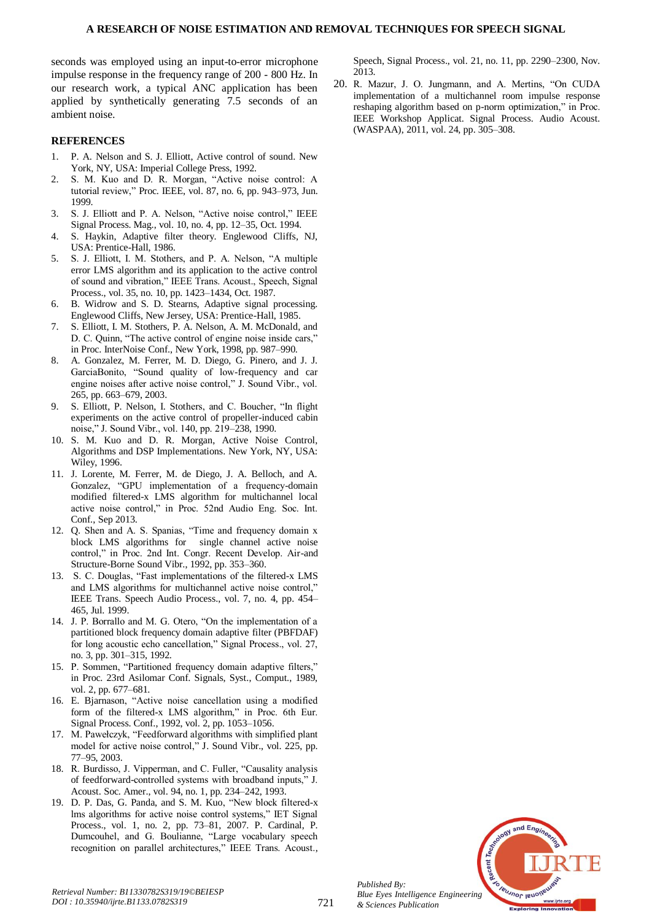seconds was employed using an input-to-error microphone impulse response in the frequency range of 200 - 800 Hz. In our research work, a typical ANC application has been applied by synthetically generating 7.5 seconds of an ambient noise.

## REFERENCES

1. P. A. Nelson and S. J. Elliott, Active control of sound. New York, NY, USA: Imperial College Press, 1992.
2. S. M. Kuo and D. R. Morgan, "Active noise control: A tutorial review," Proc. IEEE, vol. 87, no. 6, pp. 943–973, Jun. 1999.
3. S. J. Elliott and P. A. Nelson, "Active noise control," IEEE Signal Process. Mag., vol. 10, no. 4, pp. 12–35, Oct. 1994.
4. S. Haykin, Adaptive filter theory. Englewood Cliffs, NJ, USA: Prentice-Hall, 1986.
5. S. J. Elliott, I. M. Stothers, and P. A. Nelson, "A multiple error LMS algorithm and its application to the active control of sound and vibration," IEEE Trans. Acoust., Speech, Signal Process., vol. 35, no. 10, pp. 1423–1434, Oct. 1987.
6. B. Widrow and S. D. Stearns, Adaptive signal processing. Englewood Cliffs, New Jersey, USA: Prentice-Hall, 1985.
7. S. Elliott, I. M. Stothers, P. A. Nelson, A. M. McDonald, and D. C. Quinn, "The active control of engine noise inside cars," in Proc. InterNoise Conf., New York, 1998, pp. 987–990.
8. A. Gonzalez, M. Ferrer, M. D. Diego, G. Pinero, and J. J. GarciaBonito, "Sound quality of low-frequency and car engine noises after active noise control," J. Sound Vibr., vol. 265, pp. 663–679, 2003.
9. S. Elliott, P. Nelson, I. Stothers, and C. Boucher, "In flight experiments on the active control of propeller-induced cabin noise," J. Sound Vibr., vol. 140, pp. 219–238, 1990.
10. S. M. Kuo and D. R. Morgan, Active Noise Control, Algorithms and DSP Implementations. New York, NY, USA: Wiley, 1996.
11. J. Lorente, M. Ferrer, M. de Diego, J. A. Belloch, and A. Gonzalez, "GPU implementation of a frequency-domain modified filtered-x LMS algorithm for multichannel local active noise control," in Proc. 52nd Audio Eng. Soc. Int. Conf., Sep 2013.
12. Q. Shen and A. S. Spanias, "Time and frequency domain x block LMS algorithms for single channel active noise control," in Proc. 2nd Int. Congr. Recent Develop. Air-and Structure-Borne Sound Vibr., 1992, pp. 353–360.
13. S. C. Douglas, "Fast implementations of the filtered-x LMS and LMS algorithms for multichannel active noise control," IEEE Trans. Speech Audio Process., vol. 7, no. 4, pp. 454–465, Jul. 1999.
14. J. P. Borrallo and M. G. Otero, "On the implementation of a partitioned block frequency domain adaptive filter (PBFDAF) for long acoustic echo cancellation," Signal Process., vol. 27, no. 3, pp. 301–315, 1992.
15. P. Sommen, "Partitioned frequency domain adaptive filters," in Proc. 23rd Asilomar Conf. Signals, Syst., Comput., 1989, vol. 2, pp. 677–681.
16. E. Bjarnason, "Active noise cancellation using a modified form of the filtered-x LMS algorithm," in Proc. 6th Eur. Signal Process. Conf., 1992, vol. 2, pp. 1053–1056.
17. M. Pawełczyk, "Feedforward algorithms with simplified plant model for active noise control," J. Sound Vibr., vol. 225, pp. 77–95, 2003.
18. R. Burdisso, J. Vipperman, and C. Fuller, "Causality analysis of feedforward-controlled systems with broadband inputs," J. Acoust. Soc. Amer., vol. 94, no. 1, pp. 234–242, 1993.
19. D. P. Das, G. Panda, and S. M. Kuo, "New block filtered-x lms algorithms for active noise control systems," IET Signal Process., vol. 1, no. 2, pp. 73–81, 2007. P. Cardinal, P. Dumcouhel, and G. Boulianne, "Large vocabulary speech recognition on parallel architectures," IEEE Trans. Acoust., Speech, Signal Process., vol. 21, no. 11, pp. 2290–2300, Nov. 2013.
20. R. Mazur, J. O. Jungmann, and A. Mertins, "On CUDA implementation of a multichannel room impulse response reshaping algorithm based on p-norm optimization," in Proc. IEEE Workshop Applicat. Signal Process. Audio Acoust. (WASPAA), 2011, vol. 24, pp. 305–308.